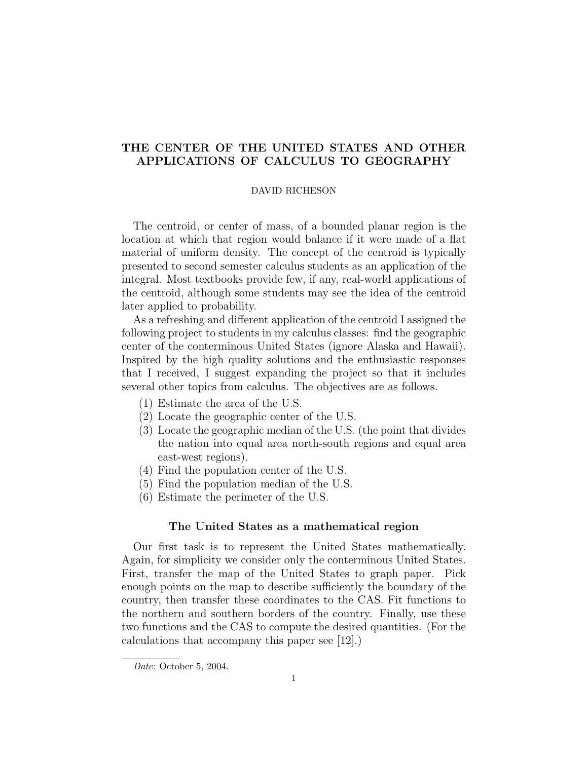# THE CENTER OF THE UNITED STATES AND OTHER APPLICATIONS OF CALCULUS TO GEOGRAPHY

DAVID RICHESON

The centroid, or center of mass, of a bounded planar region is the location at which that region would balance if it were made of a flat material of uniform density. The concept of the centroid is typically presented to second semester calculus students as an application of the integral. Most textbooks provide few, if any, real-world applications of the centroid, although some students may see the idea of the centroid later applied to probability.

As a refreshing and different application of the centroid I assigned the following project to students in my calculus classes: find the geographic center of the conterminous United States (ignore Alaska and Hawaii). Inspired by the high quality solutions and the enthusiastic responses that I received, I suggest expanding the project so that it includes several other topics from calculus. The objectives are as follows.

1. Estimate the area of the U.S.
2. Locate the geographic center of the U.S.
3. Locate the geographic median of the U.S. (the point that divides the nation into equal area north-south regions and equal area east-west regions).
4. Find the population center of the U.S.
5. Find the population median of the U.S.
6. Estimate the perimeter of the U.S.

## The United States as a mathematical region

Our first task is to represent the United States mathematically. Again, for simplicity we consider only the conterminous United States. First, transfer the map of the United States to graph paper. Pick enough points on the map to describe sufficiently the boundary of the country, then transfer these coordinates to the CAS. Fit functions to the northern and southern borders of the country. Finally, use these two functions and the CAS to compute the desired quantities. (For the calculations that accompany this paper see [12].)

---

*Date*: October 5, 2004.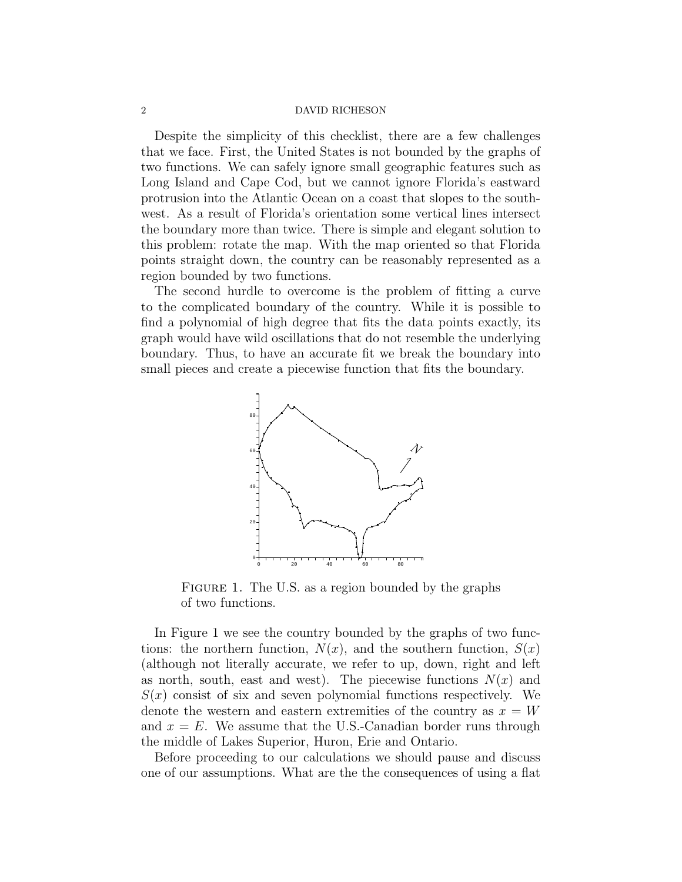Despite the simplicity of this checklist, there are a few challenges that we face. First, the United States is not bounded by the graphs of two functions. We can safely ignore small geographic features such as Long Island and Cape Cod, but we cannot ignore Florida's eastward protrusion into the Atlantic Ocean on a coast that slopes to the southwest. As a result of Florida's orientation some vertical lines intersect the boundary more than twice. There is simple and elegant solution to this problem: rotate the map. With the map oriented so that Florida points straight down, the country can be reasonably represented as a region bounded by two functions.

The second hurdle to overcome is the problem of fitting a curve to the complicated boundary of the country. While it is possible to find a polynomial of high degree that fits the data points exactly, its graph would have wild oscillations that do not resemble the underlying boundary. Thus, to have an accurate fit we break the boundary into small pieces and create a piecewise function that fits the boundary.

Figure 1. The U.S. as a region bounded by the graphs of two functions.

In Figure 1 we see the country bounded by the graphs of two functions: the northern function, $N(x)$, and the southern function, $S(x)$ (although not literally accurate, we refer to up, down, right and left as north, south, east and west). The piecewise functions $N(x)$ and $S(x)$ consist of six and seven polynomial functions respectively. We denote the western and eastern extremities of the country as $x = W$ and $x = E$. We assume that the U.S.-Canadian border runs through the middle of Lakes Superior, Huron, Erie and Ontario.

Before proceeding to our calculations we should pause and discuss one of our assumptions. What are the the consequences of using a flat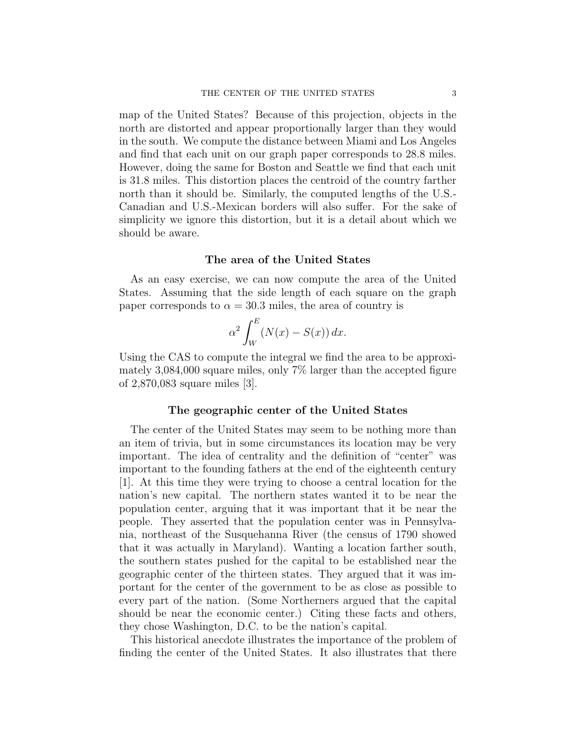map of the United States? Because of this projection, objects in the north are distorted and appear proportionally larger than they would in the south. We compute the distance between Miami and Los Angeles and find that each unit on our graph paper corresponds to 28.8 miles. However, doing the same for Boston and Seattle we find that each unit is 31.8 miles. This distortion places the centroid of the country farther north than it should be. Similarly, the computed lengths of the U.S.-Canadian and U.S.-Mexican borders will also suffer. For the sake of simplicity we ignore this distortion, but it is a detail about which we should be aware.

### The area of the United States

As an easy exercise, we can now compute the area of the United States. Assuming that the side length of each square on the graph paper corresponds to $\alpha = 30.3$ miles, the area of country is

$$\alpha^2 \int_W^E (N(x) - S(x))\, dx.$$

Using the CAS to compute the integral we find the area to be approximately 3,084,000 square miles, only 7% larger than the accepted figure of 2,870,083 square miles [3].

### The geographic center of the United States

The center of the United States may seem to be nothing more than an item of trivia, but in some circumstances its location may be very important. The idea of centrality and the definition of "center" was important to the founding fathers at the end of the eighteenth century [1]. At this time they were trying to choose a central location for the nation's new capital. The northern states wanted it to be near the population center, arguing that it was important that it be near the people. They asserted that the population center was in Pennsylvania, northeast of the Susquehanna River (the census of 1790 showed that it was actually in Maryland). Wanting a location farther south, the southern states pushed for the capital to be established near the geographic center of the thirteen states. They argued that it was important for the center of the government to be as close as possible to every part of the nation. (Some Northerners argued that the capital should be near the economic center.) Citing these facts and others, they chose Washington, D.C. to be the nation's capital.

This historical anecdote illustrates the importance of the problem of finding the center of the United States. It also illustrates that there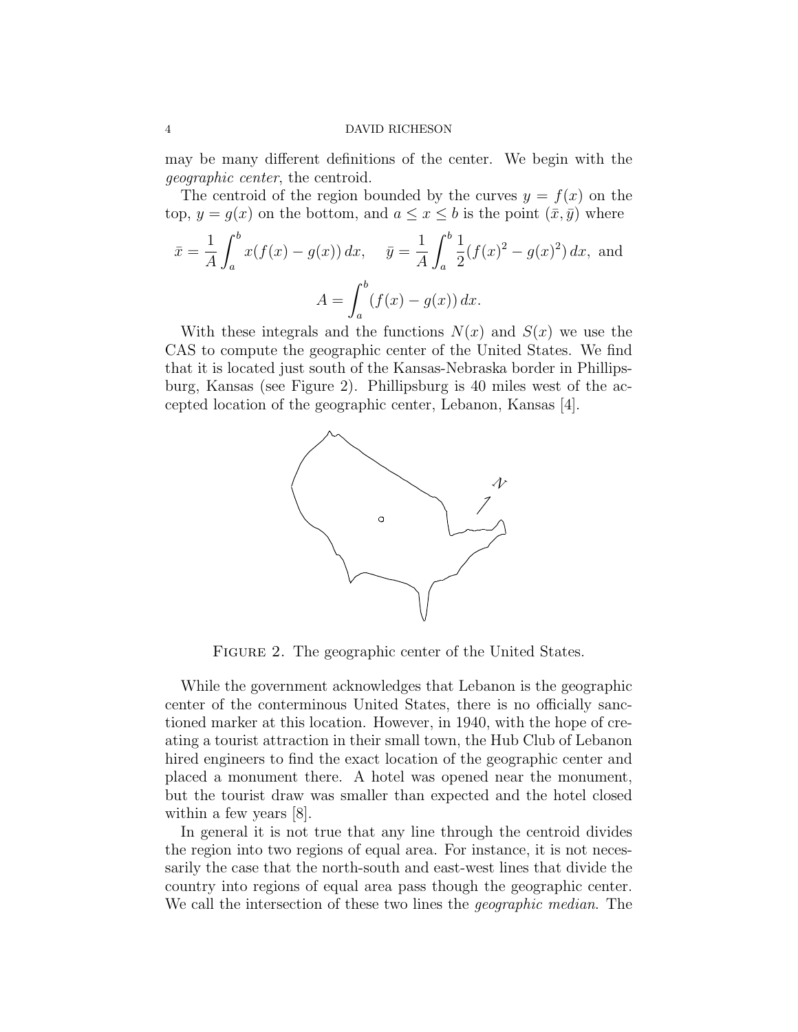may be many different definitions of the center. We begin with the *geographic center*, the centroid.

The centroid of the region bounded by the curves $y = f(x)$ on the top, $y = g(x)$ on the bottom, and $a \leq x \leq b$ is the point $(\bar{x}, \bar{y})$ where

$$\bar{x} = \frac{1}{A}\int_a^b x(f(x) - g(x))\,dx, \quad \bar{y} = \frac{1}{A}\int_a^b \frac{1}{2}(f(x)^2 - g(x)^2)\,dx, \text{ and}$$

$$A = \int_a^b (f(x) - g(x))\,dx.$$

With these integrals and the functions $N(x)$ and $S(x)$ we use the CAS to compute the geographic center of the United States. We find that it is located just south of the Kansas-Nebraska border in Phillipsburg, Kansas (see Figure 2). Phillipsburg is 40 miles west of the accepted location of the geographic center, Lebanon, Kansas [4].

Figure 2. The geographic center of the United States.

While the government acknowledges that Lebanon is the geographic center of the conterminous United States, there is no officially sanctioned marker at this location. However, in 1940, with the hope of creating a tourist attraction in their small town, the Hub Club of Lebanon hired engineers to find the exact location of the geographic center and placed a monument there. A hotel was opened near the monument, but the tourist draw was smaller than expected and the hotel closed within a few years [8].

In general it is not true that any line through the centroid divides the region into two regions of equal area. For instance, it is not necessarily the case that the north-south and east-west lines that divide the country into regions of equal area pass though the geographic center. We call the intersection of these two lines the *geographic median*. The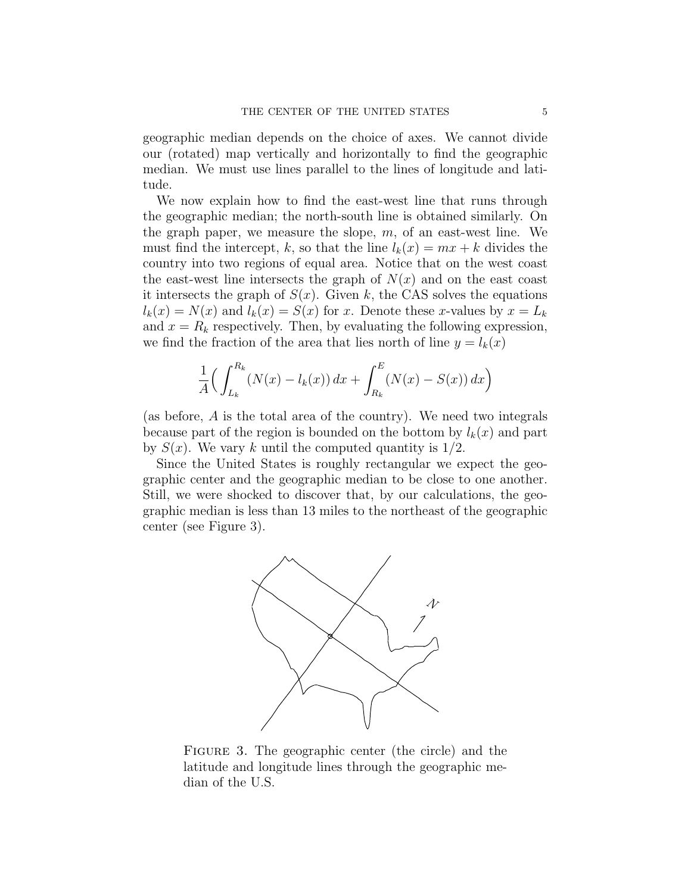geographic median depends on the choice of axes. We cannot divide our (rotated) map vertically and horizontally to find the geographic median. We must use lines parallel to the lines of longitude and latitude.

We now explain how to find the east-west line that runs through the geographic median; the north-south line is obtained similarly. On the graph paper, we measure the slope, $m$, of an east-west line. We must find the intercept, $k$, so that the line $l_k(x) = mx + k$ divides the country into two regions of equal area. Notice that on the west coast the east-west line intersects the graph of $N(x)$ and on the east coast it intersects the graph of $S(x)$. Given $k$, the CAS solves the equations $l_k(x) = N(x)$ and $l_k(x) = S(x)$ for $x$. Denote these $x$-values by $x = L_k$ and $x = R_k$ respectively. Then, by evaluating the following expression, we find the fraction of the area that lies north of line $y = l_k(x)$

$$\frac{1}{A}\Big(\int_{L_k}^{R_k}(N(x) - l_k(x))\,dx + \int_{R_k}^{E}(N(x) - S(x))\,dx\Big)$$

(as before, $A$ is the total area of the country). We need two integrals because part of the region is bounded on the bottom by $l_k(x)$ and part by $S(x)$. We vary $k$ until the computed quantity is $1/2$.

Since the United States is roughly rectangular we expect the geographic center and the geographic median to be close to one another. Still, we were shocked to discover that, by our calculations, the geographic median is less than 13 miles to the northeast of the geographic center (see Figure 3).

Figure 3. The geographic center (the circle) and the latitude and longitude lines through the geographic median of the U.S.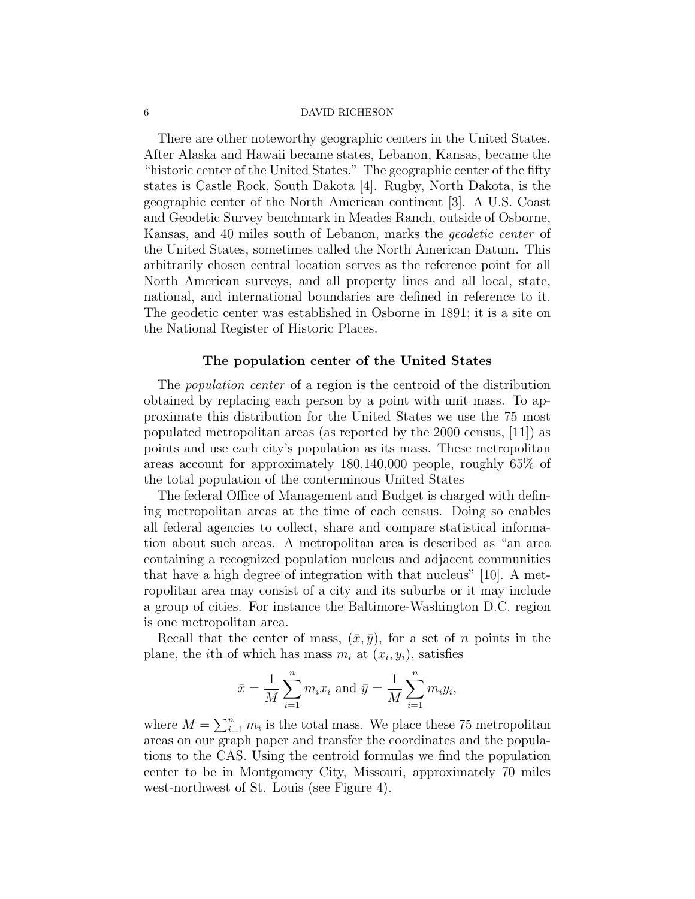There are other noteworthy geographic centers in the United States. After Alaska and Hawaii became states, Lebanon, Kansas, became the "historic center of the United States." The geographic center of the fifty states is Castle Rock, South Dakota [4]. Rugby, North Dakota, is the geographic center of the North American continent [3]. A U.S. Coast and Geodetic Survey benchmark in Meades Ranch, outside of Osborne, Kansas, and 40 miles south of Lebanon, marks the *geodetic center* of the United States, sometimes called the North American Datum. This arbitrarily chosen central location serves as the reference point for all North American surveys, and all property lines and all local, state, national, and international boundaries are defined in reference to it. The geodetic center was established in Osborne in 1891; it is a site on the National Register of Historic Places.

### The population center of the United States

The *population center* of a region is the centroid of the distribution obtained by replacing each person by a point with unit mass. To approximate this distribution for the United States we use the 75 most populated metropolitan areas (as reported by the 2000 census, [11]) as points and use each city's population as its mass. These metropolitan areas account for approximately 180,140,000 people, roughly 65% of the total population of the conterminous United States

The federal Office of Management and Budget is charged with defining metropolitan areas at the time of each census. Doing so enables all federal agencies to collect, share and compare statistical information about such areas. A metropolitan area is described as "an area containing a recognized population nucleus and adjacent communities that have a high degree of integration with that nucleus" [10]. A metropolitan area may consist of a city and its suburbs or it may include a group of cities. For instance the Baltimore-Washington D.C. region is one metropolitan area.

Recall that the center of mass, $(\bar{x}, \bar{y})$, for a set of $n$ points in the plane, the $i$th of which has mass $m_i$ at $(x_i, y_i)$, satisfies

$$\bar{x} = \frac{1}{M}\sum_{i=1}^{n} m_i x_i \text{ and } \bar{y} = \frac{1}{M}\sum_{i=1}^{n} m_i y_i,$$

where $M = \sum_{i=1}^{n} m_i$ is the total mass. We place these 75 metropolitan areas on our graph paper and transfer the coordinates and the populations to the CAS. Using the centroid formulas we find the population center to be in Montgomery City, Missouri, approximately 70 miles west-northwest of St. Louis (see Figure 4).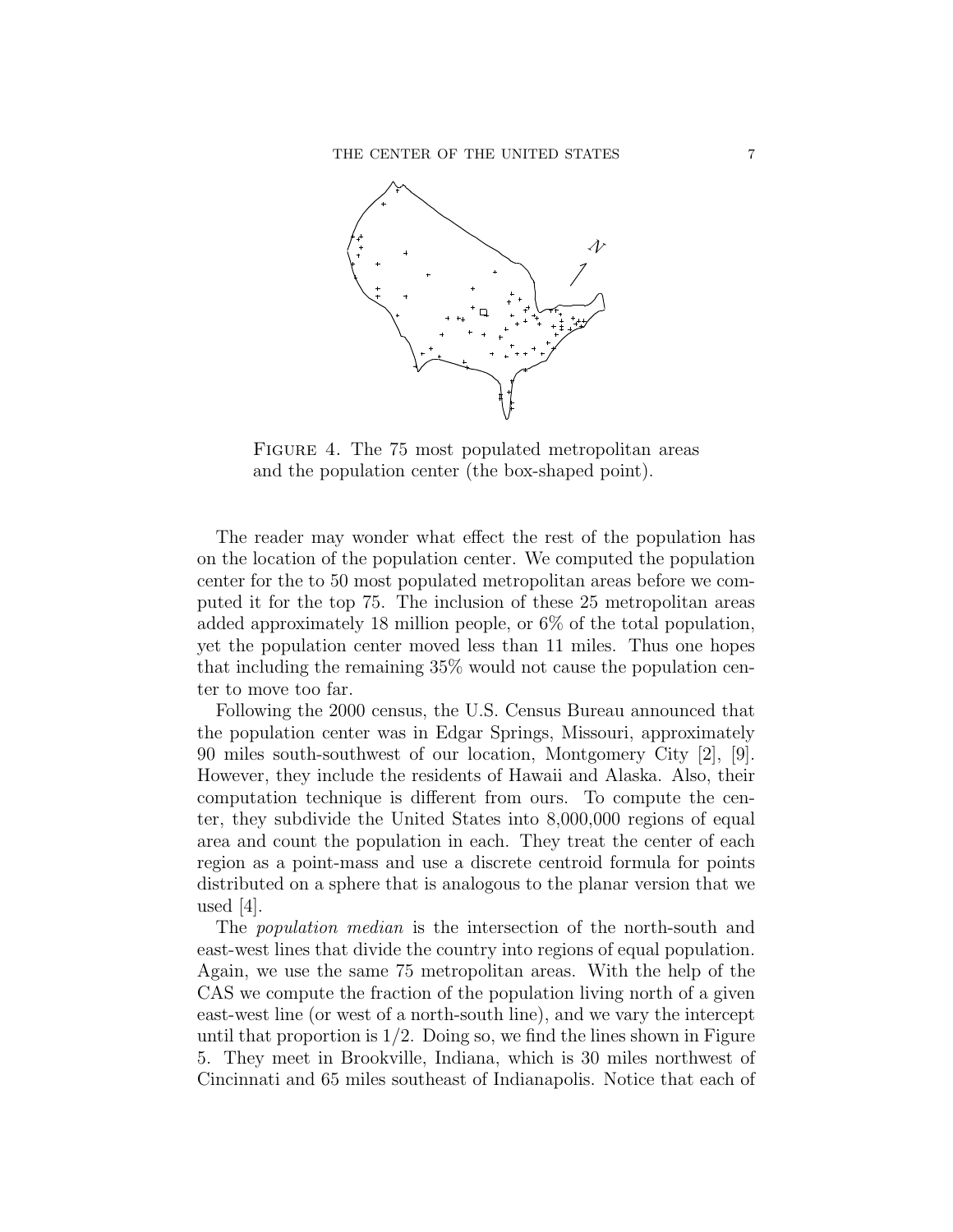FIGURE 4. The 75 most populated metropolitan areas and the population center (the box-shaped point).

The reader may wonder what effect the rest of the population has on the location of the population center. We computed the population center for the to 50 most populated metropolitan areas before we computed it for the top 75. The inclusion of these 25 metropolitan areas added approximately 18 million people, or 6% of the total population, yet the population center moved less than 11 miles. Thus one hopes that including the remaining 35% would not cause the population center to move too far.

Following the 2000 census, the U.S. Census Bureau announced that the population center was in Edgar Springs, Missouri, approximately 90 miles south-southwest of our location, Montgomery City [2], [9]. However, they include the residents of Hawaii and Alaska. Also, their computation technique is different from ours. To compute the center, they subdivide the United States into 8,000,000 regions of equal area and count the population in each. They treat the center of each region as a point-mass and use a discrete centroid formula for points distributed on a sphere that is analogous to the planar version that we used [4].

The *population median* is the intersection of the north-south and east-west lines that divide the country into regions of equal population. Again, we use the same 75 metropolitan areas. With the help of the CAS we compute the fraction of the population living north of a given east-west line (or west of a north-south line), and we vary the intercept until that proportion is $1/2$. Doing so, we find the lines shown in Figure 5. They meet in Brookville, Indiana, which is 30 miles northwest of Cincinnati and 65 miles southeast of Indianapolis. Notice that each of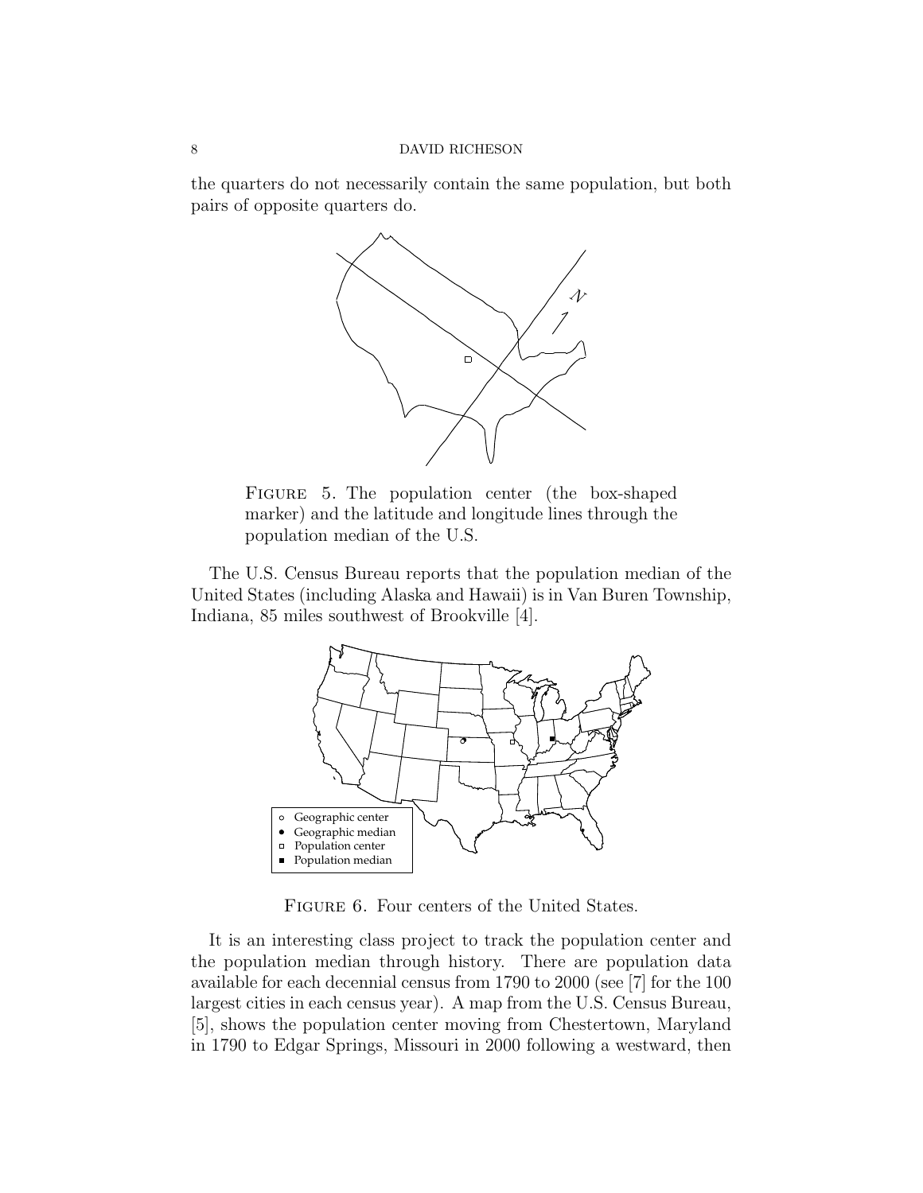the quarters do not necessarily contain the same population, but both pairs of opposite quarters do.

Figure 5. The population center (the box-shaped marker) and the latitude and longitude lines through the population median of the U.S.

The U.S. Census Bureau reports that the population median of the United States (including Alaska and Hawaii) is in Van Buren Township, Indiana, 85 miles southwest of Brookville [4].

Figure 6. Four centers of the United States.

It is an interesting class project to track the population center and the population median through history. There are population data available for each decennial census from 1790 to 2000 (see [7] for the 100 largest cities in each census year). A map from the U.S. Census Bureau, [5], shows the population center moving from Chestertown, Maryland in 1790 to Edgar Springs, Missouri in 2000 following a westward, then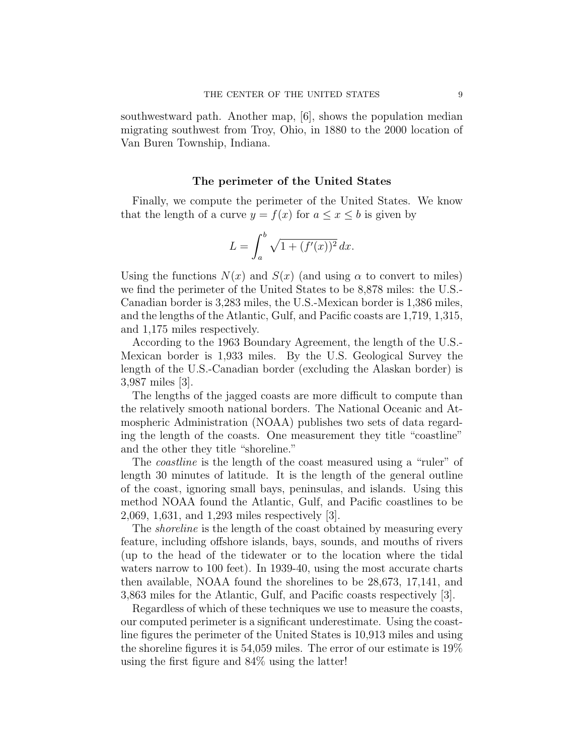southwestward path. Another map, [6], shows the population median migrating southwest from Troy, Ohio, in 1880 to the 2000 location of Van Buren Township, Indiana.

### The perimeter of the United States

Finally, we compute the perimeter of the United States. We know that the length of a curve $y = f(x)$ for $a \leq x \leq b$ is given by

$$L = \int_a^b \sqrt{1 + (f'(x))^2}\, dx.$$

Using the functions $N(x)$ and $S(x)$ (and using $\alpha$ to convert to miles) we find the perimeter of the United States to be 8,878 miles: the U.S.-Canadian border is 3,283 miles, the U.S.-Mexican border is 1,386 miles, and the lengths of the Atlantic, Gulf, and Pacific coasts are 1,719, 1,315, and 1,175 miles respectively.

According to the 1963 Boundary Agreement, the length of the U.S.-Mexican border is 1,933 miles. By the U.S. Geological Survey the length of the U.S.-Canadian border (excluding the Alaskan border) is 3,987 miles [3].

The lengths of the jagged coasts are more difficult to compute than the relatively smooth national borders. The National Oceanic and Atmospheric Administration (NOAA) publishes two sets of data regarding the length of the coasts. One measurement they title "coastline" and the other they title "shoreline."

The *coastline* is the length of the coast measured using a "ruler" of length 30 minutes of latitude. It is the length of the general outline of the coast, ignoring small bays, peninsulas, and islands. Using this method NOAA found the Atlantic, Gulf, and Pacific coastlines to be 2,069, 1,631, and 1,293 miles respectively [3].

The *shoreline* is the length of the coast obtained by measuring every feature, including offshore islands, bays, sounds, and mouths of rivers (up to the head of the tidewater or to the location where the tidal waters narrow to 100 feet). In 1939-40, using the most accurate charts then available, NOAA found the shorelines to be 28,673, 17,141, and 3,863 miles for the Atlantic, Gulf, and Pacific coasts respectively [3].

Regardless of which of these techniques we use to measure the coasts, our computed perimeter is a significant underestimate. Using the coastline figures the perimeter of the United States is 10,913 miles and using the shoreline figures it is 54,059 miles. The error of our estimate is 19% using the first figure and 84% using the latter!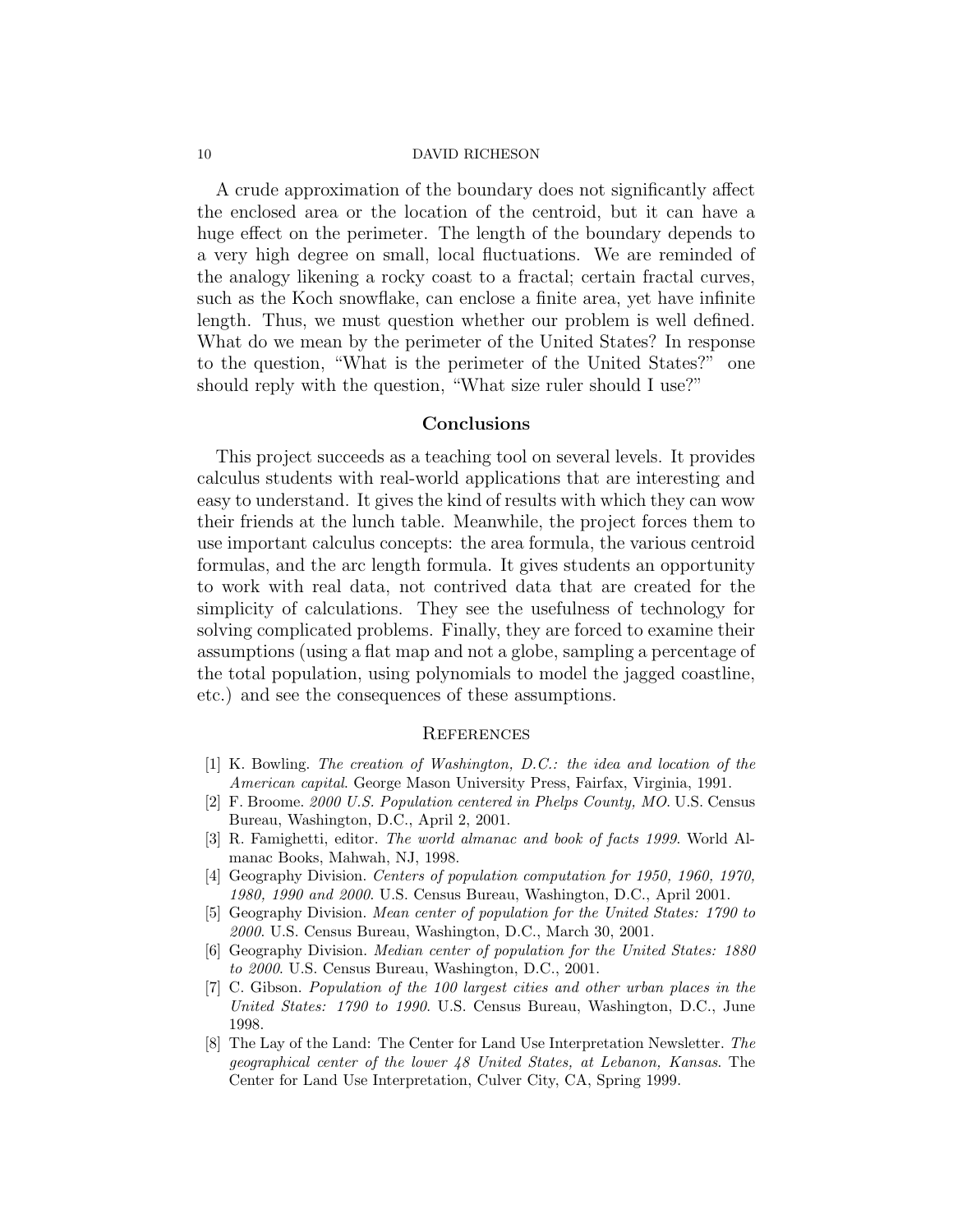A crude approximation of the boundary does not significantly affect the enclosed area or the location of the centroid, but it can have a huge effect on the perimeter. The length of the boundary depends to a very high degree on small, local fluctuations. We are reminded of the analogy likening a rocky coast to a fractal; certain fractal curves, such as the Koch snowflake, can enclose a finite area, yet have infinite length. Thus, we must question whether our problem is well defined. What do we mean by the perimeter of the United States? In response to the question, "What is the perimeter of the United States?" one should reply with the question, "What size ruler should I use?"

## Conclusions

This project succeeds as a teaching tool on several levels. It provides calculus students with real-world applications that are interesting and easy to understand. It gives the kind of results with which they can wow their friends at the lunch table. Meanwhile, the project forces them to use important calculus concepts: the area formula, the various centroid formulas, and the arc length formula. It gives students an opportunity to work with real data, not contrived data that are created for the simplicity of calculations. They see the usefulness of technology for solving complicated problems. Finally, they are forced to examine their assumptions (using a flat map and not a globe, sampling a percentage of the total population, using polynomials to model the jagged coastline, etc.) and see the consequences of these assumptions.

## References

[1] K. Bowling. *The creation of Washington, D.C.: the idea and location of the American capital*. George Mason University Press, Fairfax, Virginia, 1991.

[2] F. Broome. *2000 U.S. Population centered in Phelps County, MO.* U.S. Census Bureau, Washington, D.C., April 2, 2001.

[3] R. Famighetti, editor. *The world almanac and book of facts 1999*. World Almanac Books, Mahwah, NJ, 1998.

[4] Geography Division. *Centers of population computation for 1950, 1960, 1970, 1980, 1990 and 2000*. U.S. Census Bureau, Washington, D.C., April 2001.

[5] Geography Division. *Mean center of population for the United States: 1790 to 2000*. U.S. Census Bureau, Washington, D.C., March 30, 2001.

[6] Geography Division. *Median center of population for the United States: 1880 to 2000*. U.S. Census Bureau, Washington, D.C., 2001.

[7] C. Gibson. *Population of the 100 largest cities and other urban places in the United States: 1790 to 1990*. U.S. Census Bureau, Washington, D.C., June 1998.

[8] The Lay of the Land: The Center for Land Use Interpretation Newsletter. *The geographical center of the lower 48 United States, at Lebanon, Kansas*. The Center for Land Use Interpretation, Culver City, CA, Spring 1999.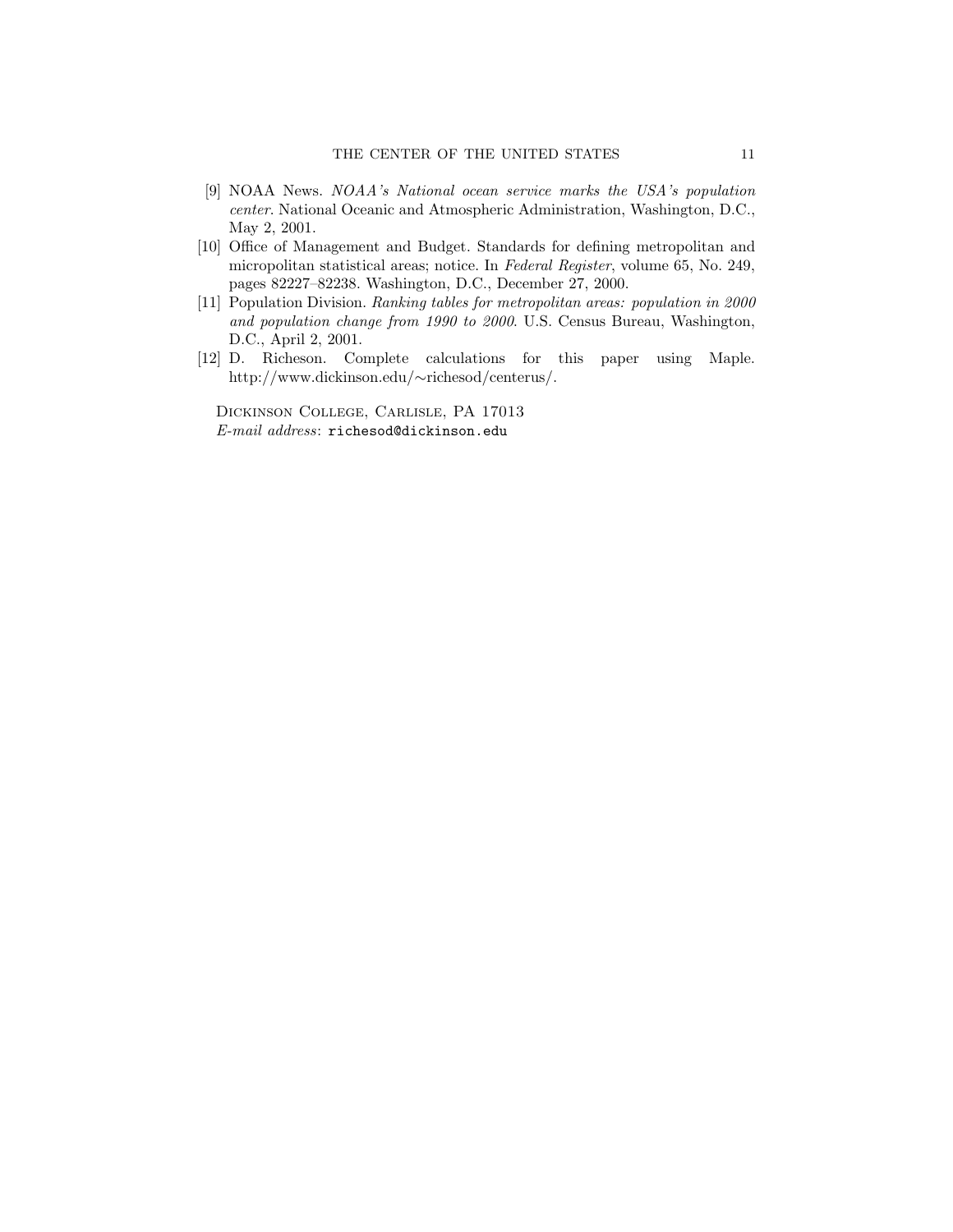[9] NOAA News. *NOAA's National ocean service marks the USA's population center*. National Oceanic and Atmospheric Administration, Washington, D.C., May 2, 2001.

[10] Office of Management and Budget. Standards for defining metropolitan and micropolitan statistical areas; notice. In *Federal Register*, volume 65, No. 249, pages 82227–82238. Washington, D.C., December 27, 2000.

[11] Population Division. *Ranking tables for metropolitan areas: population in 2000 and population change from 1990 to 2000*. U.S. Census Bureau, Washington, D.C., April 2, 2001.

[12] D. Richeson. Complete calculations for this paper using Maple. http://www.dickinson.edu/∼richesod/centerus/.

Dickinson College, Carlisle, PA 17013

*E-mail address*: `richesod@dickinson.edu`